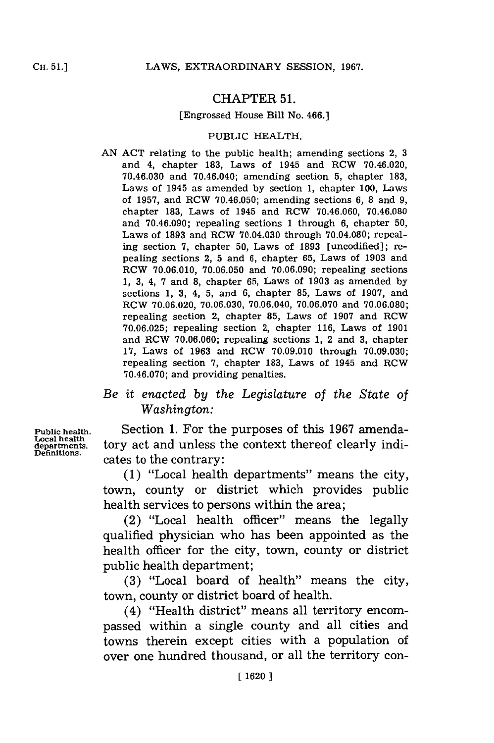# CHAPTER 51.

[Engrossed House Bill No. 466.]

PUBLIC HEALTH.

AN ACT relating to the public health; amending sections 2, 3 and 4, chapter 183, Laws of 1945 and RCW 70.46.020, 70.46.030 and 70.46.040; amending section 5, chapter 183, Laws of 1945 as amended by section 1, chapter 100, Laws of 1957, and RCW 70.46.050; amending sections 6, 8 and 9, chapter 183, Laws of 1945 and RCW 70.46.060, 70.46.080 and 70.46.090; repealing sections 1 through 6, chapter 50, Laws of 1893 and RCW 70.04.030 through 70.04.080; repealing section 7, chapter 50, Laws of 1893 [uncodified]; repealing sections 2, 5 and 6, chapter 65, Laws of 1903 and RCW 70.06.010, 70.06.050 and 70.06.090; repealing sections 1, 3, 4, 7 and 8, chapter 65, Laws of 1903 as amended by sections 1, 3, 4, 5, and 6, chapter 85, Laws of 1907, and RCW 70.06.020, 70.06.030, 70.06.040, 70.06.070 and 70.06.080; repealing section 2, chapter 85, Laws of 1907 and RCW 70.06.025; repealing section 2, chapter 116, Laws of 1901 and RCW 70.06.060; repealing sections 1, 2 and 3, chapter 17, Laws of 1963 and RCW 70.09.010 through 70.09.030; repealing section 7, chapter 183, Laws of 1945 and RCW 70.46.070; and providing penalties.

*Be it enacted by the Legislature of the State of Washington:*

Public health. Local health departments. Definitions.

Section 1. For the purposes of this 1967 amendatory act and unless the context thereof clearly indicates to the contrary:

(1) "Local health departments" means the city, town, county or district which provides public health services to persons within the area;

(2) "Local health officer" means the legally qualified physician who has been appointed as the health officer for the city, town, county or district public health department;

(3) "Local board of health" means the city, town, county or district board of health.

(4) "Health district" means all territory encompassed within a single county and all cities and towns therein except cities with a population of over one hundred thousand, or all the territory con-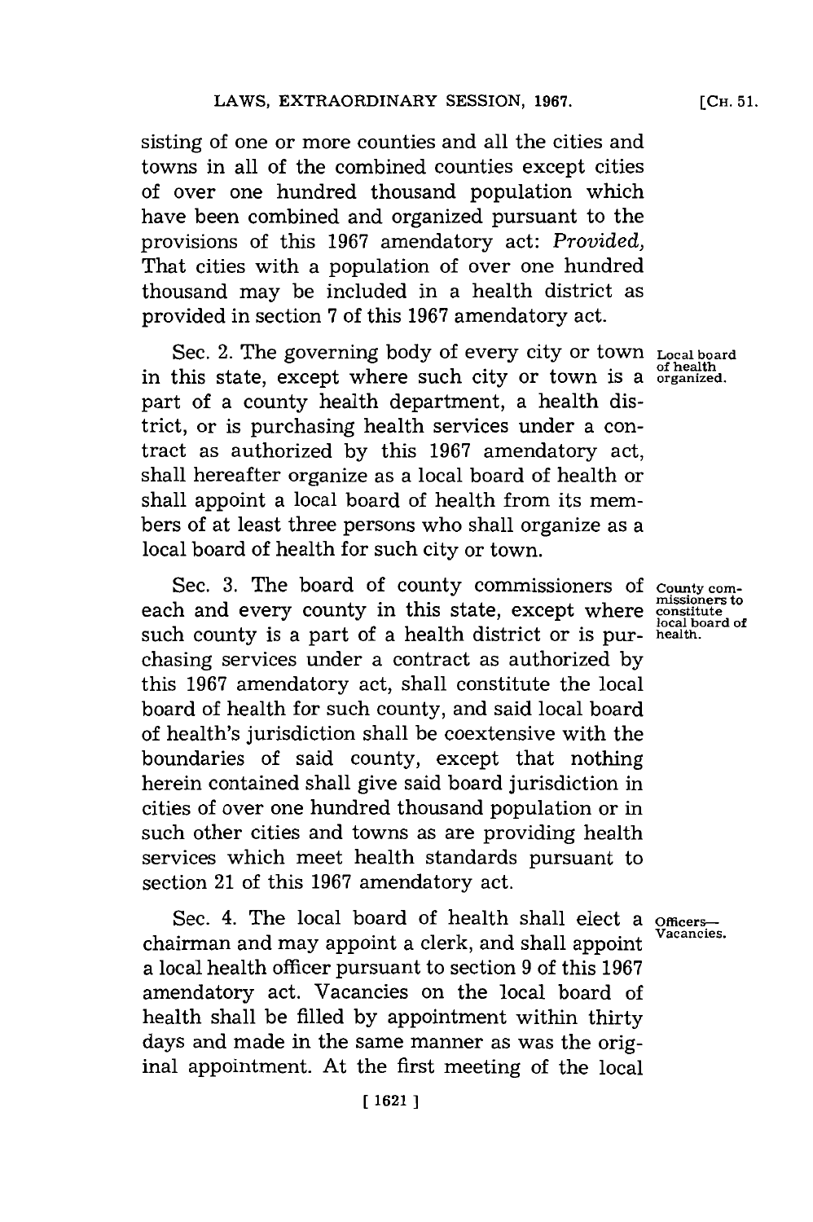sisting of one or more counties and all the cities and towns in all of the combined counties except cities of over one hundred thousand population which have been combined and organized pursuant to the provisions of this 1967 amendatory act: *Provided,* That cities with a population of over one hundred thousand may be included in a health district as provided in section 7 of this 1967 amendatory act.

Sec. 2. The governing body of every city or town in this state, except where such city or town is a part of a county health department, a health district, or is purchasing health services under a contract as authorized by this 1967 amendatory act, shall hereafter organize as a local board of health or shall appoint a local board of health from its members of at least three persons who shall organize as a local board of health for such city or town.

Local board of health organized.

Sec. 3. The board of county commissioners of each and every county in this state, except where such county is a part of a health district or is purchasing services under a contract as authorized by this 1967 amendatory act, shall constitute the local board of health for such county, and said local board of health's jurisdiction shall be coextensive with the boundaries of said county, except that nothing herein contained shall give said board jurisdiction in cities of over one hundred thousand population or in such other cities and towns as are providing health services which meet health standards pursuant to section 21 of this 1967 amendatory act.

County commissioners to constitute local board of health.

Sec. 4. The local board of health shall elect a chairman and may appoint a clerk, and shall appoint a local health officer pursuant to section 9 of this 1967 amendatory act. Vacancies on the local board of health shall be filled by appointment within thirty days and made in the same manner as was the original appointment. At the first meeting of the local

Officers—Vacancies.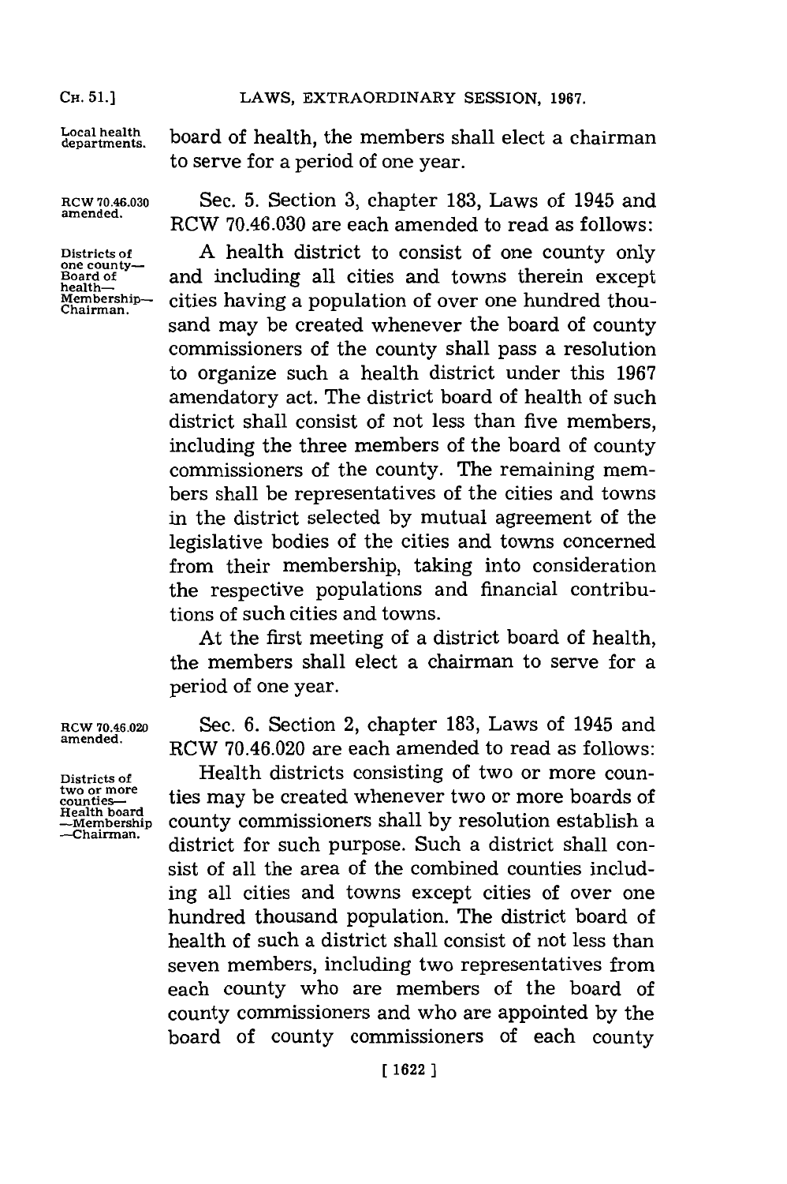board of health, the members shall elect a chairman to serve for a period of one year.

RCW 70.46.030 amended.

Sec. 5. Section 3, chapter 183, Laws of 1945 and RCW 70.46.030 are each amended to read as follows:

Districts of one county—Board of health—Membership—Chairman.

A health district to consist of one county only and including all cities and towns therein except cities having a population of over one hundred thousand may be created whenever the board of county commissioners of the county shall pass a resolution to organize such a health district under this 1967 amendatory act. The district board of health of such district shall consist of not less than five members, including the three members of the board of county commissioners of the county. The remaining members shall be representatives of the cities and towns in the district selected by mutual agreement of the legislative bodies of the cities and towns concerned from their membership, taking into consideration the respective populations and financial contributions of such cities and towns.

At the first meeting of a district board of health, the members shall elect a chairman to serve for a period of one year.

RCW 70.46.020 amended.

Sec. 6. Section 2, chapter 183, Laws of 1945 and RCW 70.46.020 are each amended to read as follows:

Districts of two or more counties—Health board—Membership—Chairman.

Health districts consisting of two or more counties may be created whenever two or more boards of county commissioners shall by resolution establish a district for such purpose. Such a district shall consist of all the area of the combined counties including all cities and towns except cities of over one hundred thousand population. The district board of health of such a district shall consist of not less than seven members, including two representatives from each county who are members of the board of county commissioners and who are appointed by the board of county commissioners of each county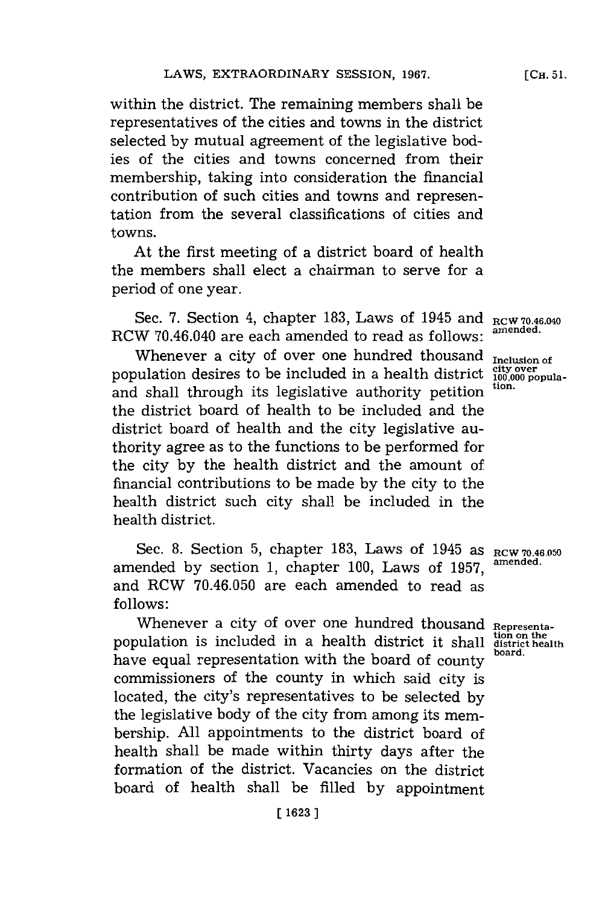within the district. The remaining members shall be representatives of the cities and towns in the district selected by mutual agreement of the legislative bodies of the cities and towns concerned from their membership, taking into consideration the financial contribution of such cities and towns and representation from the several classifications of cities and towns.

At the first meeting of a district board of health the members shall elect a chairman to serve for a period of one year.

Sec. 7. Section 4, chapter 183, Laws of 1945 and RCW 70.46.040 are each amended to read as follows:

*RCW 70.46.040 amended.*

Whenever a city of over one hundred thousand population desires to be included in a health district and shall through its legislative authority petition the district board of health to be included and the district board of health and the city legislative authority agree as to the functions to be performed for the city by the health district and the amount of financial contributions to be made by the city to the health district such city shall be included in the health district.

*Inclusion of city over 100,000 population.*

Sec. 8. Section 5, chapter 183, Laws of 1945 as amended by section 1, chapter 100, Laws of 1957, and RCW 70.46.050 are each amended to read as follows:

*RCW 70.46.050 amended.*

Whenever a city of over one hundred thousand population is included in a health district it shall have equal representation with the board of county commissioners of the county in which said city is located, the city's representatives to be selected by the legislative body of the city from among its membership. All appointments to the district board of health shall be made within thirty days after the formation of the district. Vacancies on the district board of health shall be filled by appointment

*Representation on the district health board.*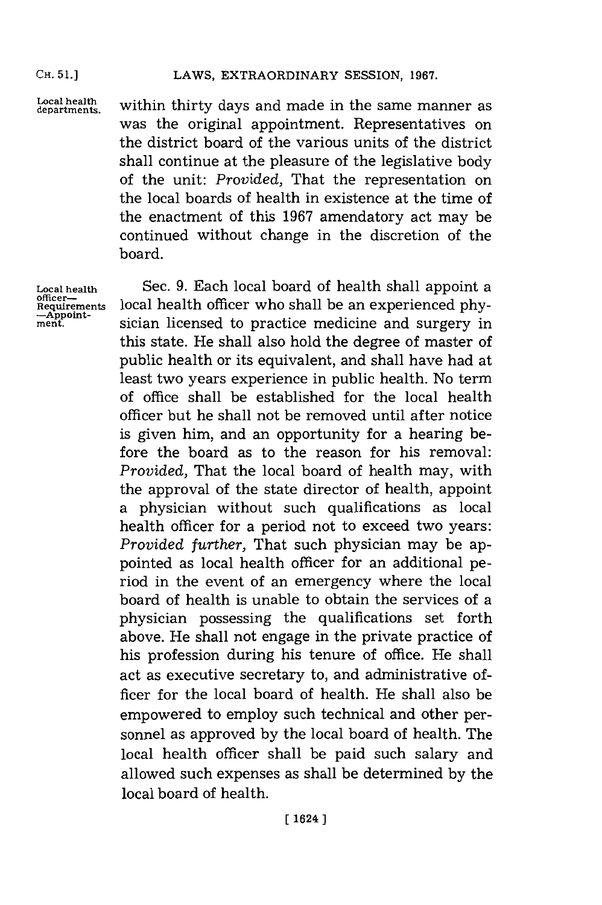within thirty days and made in the same manner as was the original appointment. Representatives on the district board of the various units of the district shall continue at the pleasure of the legislative body of the unit: *Provided,* That the representation on the local boards of health in existence at the time of the enactment of this 1967 amendatory act may be continued without change in the discretion of the board.

Local health officer—Requirements—Appointment.

Sec. 9. Each local board of health shall appoint a local health officer who shall be an experienced physician licensed to practice medicine and surgery in this state. He shall also hold the degree of master of public health or its equivalent, and shall have had at least two years experience in public health. No term of office shall be established for the local health officer but he shall not be removed until after notice is given him, and an opportunity for a hearing before the board as to the reason for his removal: *Provided,* That the local board of health may, with the approval of the state director of health, appoint a physician without such qualifications as local health officer for a period not to exceed two years: *Provided further,* That such physician may be appointed as local health officer for an additional period in the event of an emergency where the local board of health is unable to obtain the services of a physician possessing the qualifications set forth above. He shall not engage in the private practice of his profession during his tenure of office. He shall act as executive secretary to, and administrative officer for the local board of health. He shall also be empowered to employ such technical and other personnel as approved by the local board of health. The local health officer shall be paid such salary and allowed such expenses as shall be determined by the local board of health.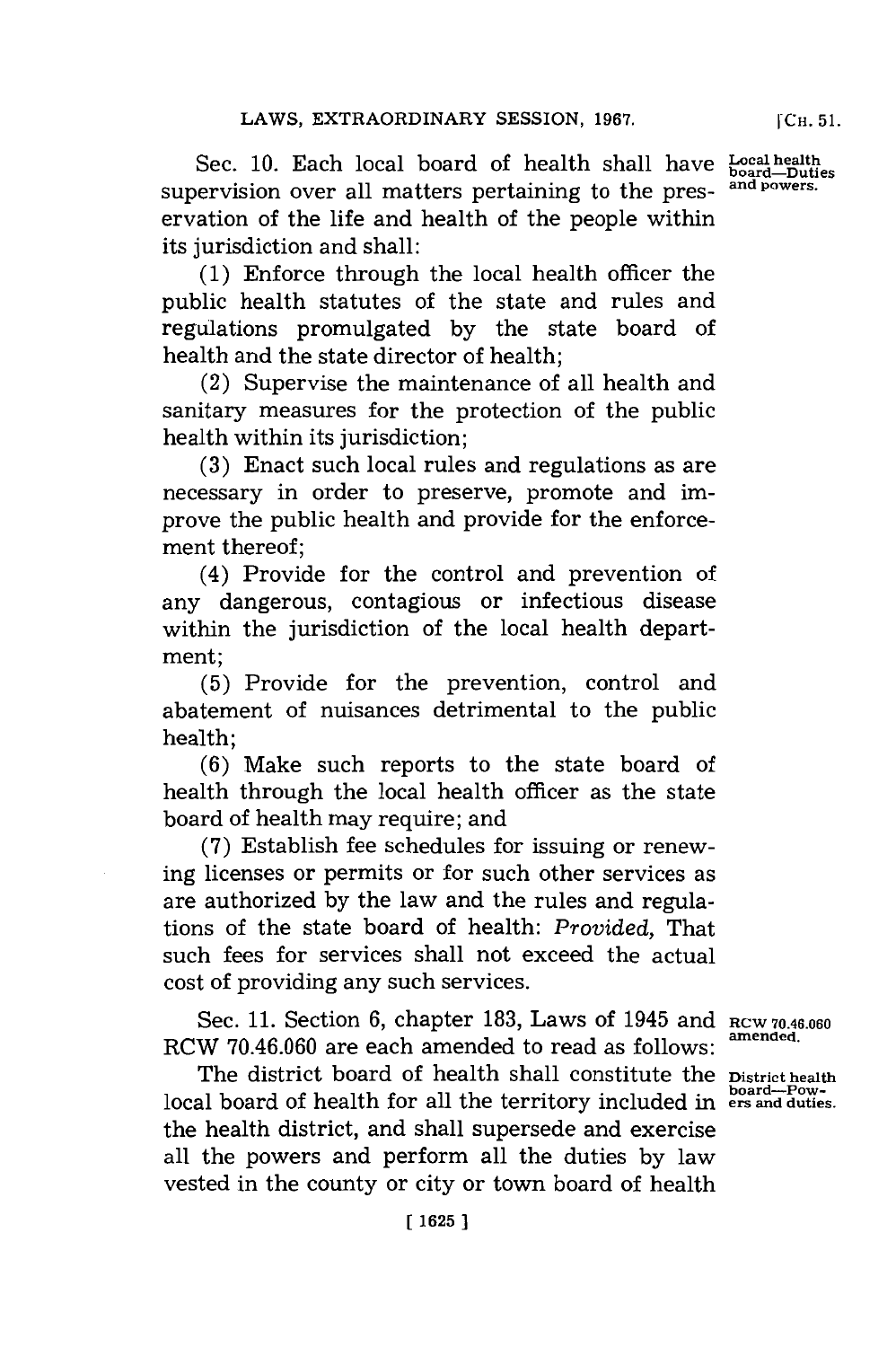Sec. 10. Each local board of health shall have supervision over all matters pertaining to the preservation of the life and health of the people within its jurisdiction and shall:

Local health board—Duties and powers.

(1) Enforce through the local health officer the public health statutes of the state and rules and regulations promulgated by the state board of health and the state director of health;

(2) Supervise the maintenance of all health and sanitary measures for the protection of the public health within its jurisdiction;

(3) Enact such local rules and regulations as are necessary in order to preserve, promote and improve the public health and provide for the enforcement thereof;

(4) Provide for the control and prevention of any dangerous, contagious or infectious disease within the jurisdiction of the local health department;

(5) Provide for the prevention, control and abatement of nuisances detrimental to the public health;

(6) Make such reports to the state board of health through the local health officer as the state board of health may require; and

(7) Establish fee schedules for issuing or renewing licenses or permits or for such other services as are authorized by the law and the rules and regulations of the state board of health: *Provided*, That such fees for services shall not exceed the actual cost of providing any such services.

Sec. 11. Section 6, chapter 183, Laws of 1945 and RCW 70.46.060 are each amended to read as follows:

RCW 70.46.060 amended.

The district board of health shall constitute the local board of health for all the territory included in the health district, and shall supersede and exercise all the powers and perform all the duties by law vested in the county or city or town board of health

District health board—Powers and duties.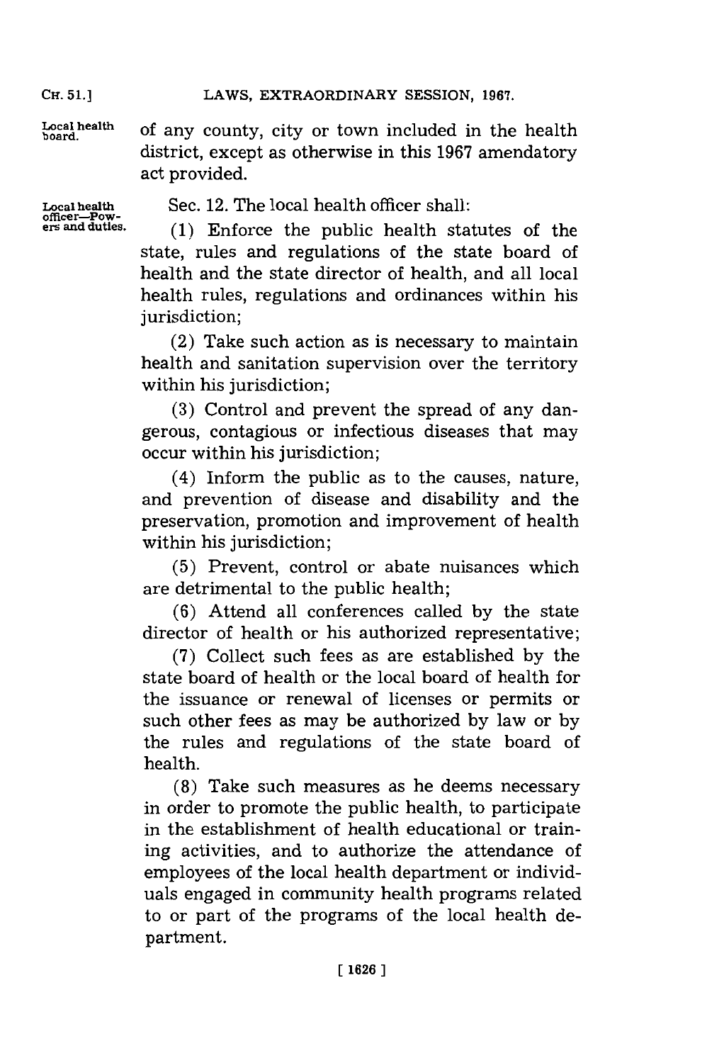of any county, city or town included in the health district, except as otherwise in this 1967 amendatory act provided.

Local health officer—Powers and duties.

Sec. 12. The local health officer shall:

(1) Enforce the public health statutes of the state, rules and regulations of the state board of health and the state director of health, and all local health rules, regulations and ordinances within his jurisdiction;

(2) Take such action as is necessary to maintain health and sanitation supervision over the territory within his jurisdiction;

(3) Control and prevent the spread of any dangerous, contagious or infectious diseases that may occur within his jurisdiction;

(4) Inform the public as to the causes, nature, and prevention of disease and disability and the preservation, promotion and improvement of health within his jurisdiction;

(5) Prevent, control or abate nuisances which are detrimental to the public health;

(6) Attend all conferences called by the state director of health or his authorized representative;

(7) Collect such fees as are established by the state board of health or the local board of health for the issuance or renewal of licenses or permits or such other fees as may be authorized by law or by the rules and regulations of the state board of health.

(8) Take such measures as he deems necessary in order to promote the public health, to participate in the establishment of health educational or training activities, and to authorize the attendance of employees of the local health department or individuals engaged in community health programs related to or part of the programs of the local health department.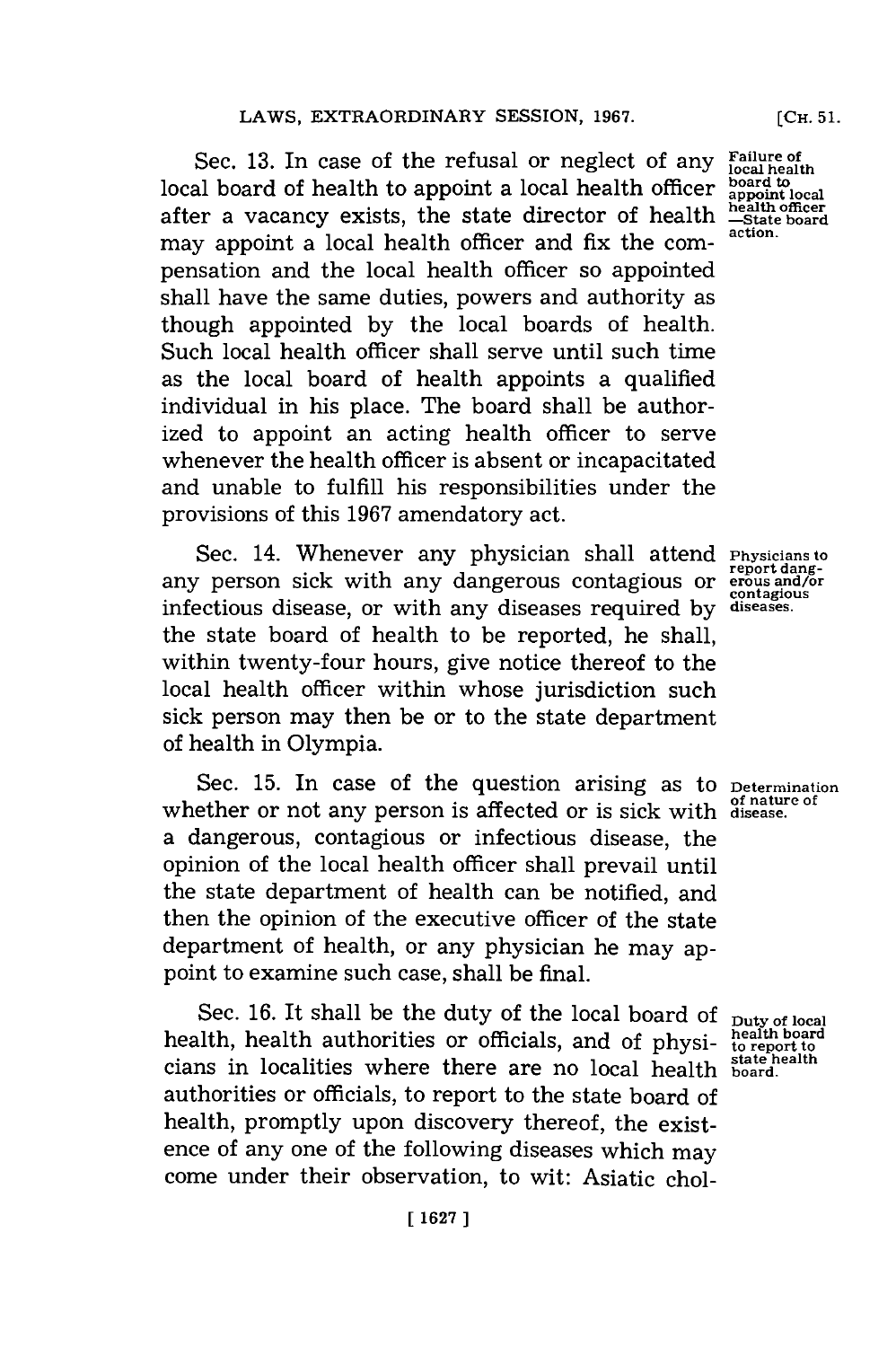Sec. 13. In case of the refusal or neglect of any local board of health to appoint a local health officer after a vacancy exists, the state director of health may appoint a local health officer and fix the compensation and the local health officer so appointed shall have the same duties, powers and authority as though appointed by the local boards of health. Such local health officer shall serve until such time as the local board of health appoints a qualified individual in his place. The board shall be authorized to appoint an acting health officer to serve whenever the health officer is absent or incapacitated and unable to fulfill his responsibilities under the provisions of this 1967 amendatory act.

Failure of local health board to appoint local health officer —State board action.

Sec. 14. Whenever any physician shall attend any person sick with any dangerous contagious or infectious disease, or with any diseases required by the state board of health to be reported, he shall, within twenty-four hours, give notice thereof to the local health officer within whose jurisdiction such sick person may then be or to the state department of health in Olympia.

Physicians to report dangerous and/or contagious diseases.

Sec. 15. In case of the question arising as to whether or not any person is affected or is sick with a dangerous, contagious or infectious disease, the opinion of the local health officer shall prevail until the state department of health can be notified, and then the opinion of the executive officer of the state department of health, or any physician he may appoint to examine such case, shall be final.

Determination of nature of disease.

Sec. 16. It shall be the duty of the local board of health, health authorities or officials, and of physicians in localities where there are no local health authorities or officials, to report to the state board of health, promptly upon discovery thereof, the existence of any one of the following diseases which may come under their observation, to wit: Asiatic chol-

Duty of local health board to report to state health board.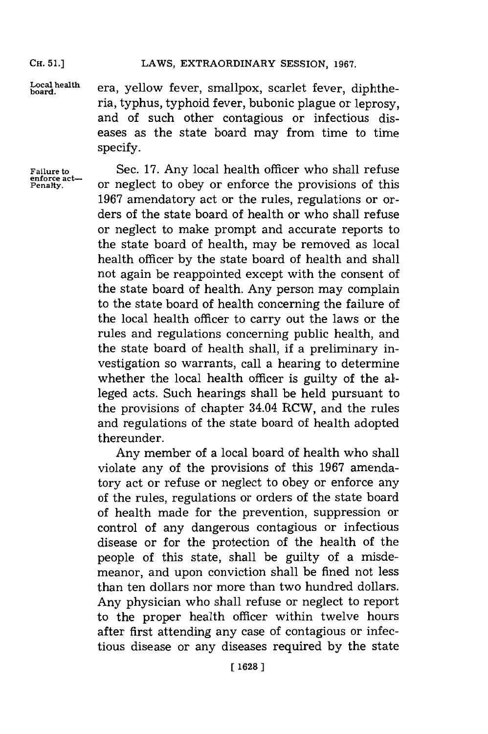era, yellow fever, smallpox, scarlet fever, diphtheria, typhus, typhoid fever, bubonic plague or leprosy, and of such other contagious or infectious diseases as the state board may from time to time specify.

*Failure to enforce act—Penalty.*

Sec. 17. Any local health officer who shall refuse or neglect to obey or enforce the provisions of this 1967 amendatory act or the rules, regulations or orders of the state board of health or who shall refuse or neglect to make prompt and accurate reports to the state board of health, may be removed as local health officer by the state board of health and shall not again be reappointed except with the consent of the state board of health. Any person may complain to the state board of health concerning the failure of the local health officer to carry out the laws or the rules and regulations concerning public health, and the state board of health shall, if a preliminary investigation so warrants, call a hearing to determine whether the local health officer is guilty of the alleged acts. Such hearings shall be held pursuant to the provisions of chapter 34.04 RCW, and the rules and regulations of the state board of health adopted thereunder.

Any member of a local board of health who shall violate any of the provisions of this 1967 amendatory act or refuse or neglect to obey or enforce any of the rules, regulations or orders of the state board of health made for the prevention, suppression or control of any dangerous contagious or infectious disease or for the protection of the health of the people of this state, shall be guilty of a misdemeanor, and upon conviction shall be fined not less than ten dollars nor more than two hundred dollars. Any physician who shall refuse or neglect to report to the proper health officer within twelve hours after first attending any case of contagious or infectious disease or any diseases required by the state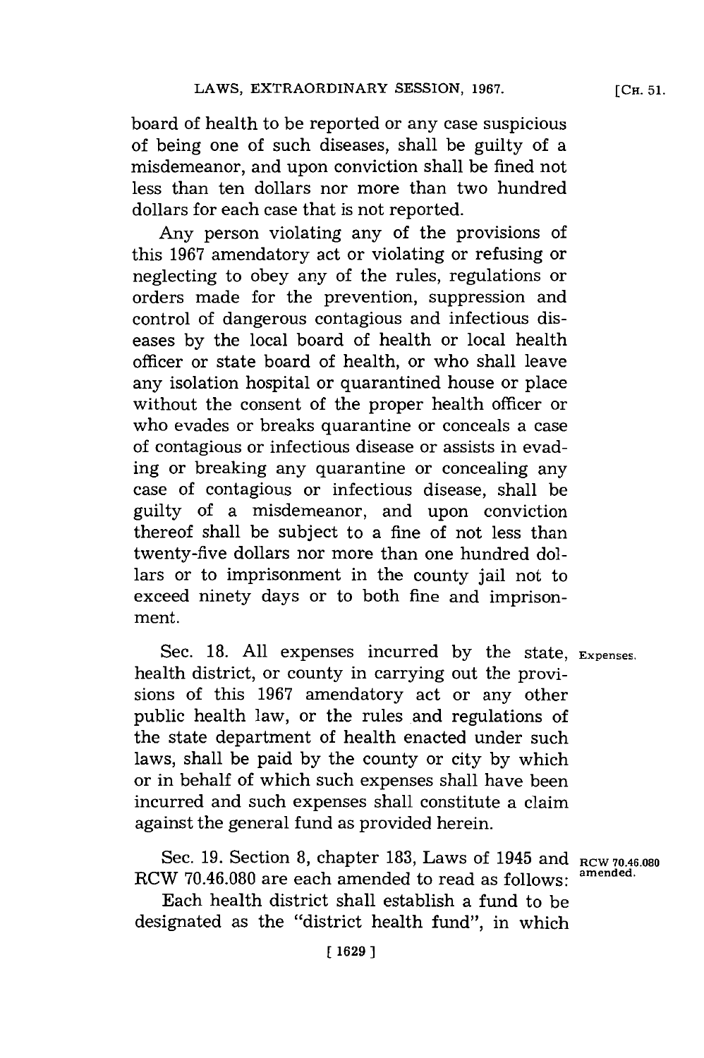board of health to be reported or any case suspicious of being one of such diseases, shall be guilty of a misdemeanor, and upon conviction shall be fined not less than ten dollars nor more than two hundred dollars for each case that is not reported.

Any person violating any of the provisions of this 1967 amendatory act or violating or refusing or neglecting to obey any of the rules, regulations or orders made for the prevention, suppression and control of dangerous contagious and infectious diseases by the local board of health or local health officer or state board of health, or who shall leave any isolation hospital or quarantined house or place without the consent of the proper health officer or who evades or breaks quarantine or conceals a case of contagious or infectious disease or assists in evading or breaking any quarantine or concealing any case of contagious or infectious disease, shall be guilty of a misdemeanor, and upon conviction thereof shall be subject to a fine of not less than twenty-five dollars nor more than one hundred dollars or to imprisonment in the county jail not to exceed ninety days or to both fine and imprisonment.

Sec. 18. All expenses incurred by the state, health district, or county in carrying out the provisions of this 1967 amendatory act or any other public health law, or the rules and regulations of the state department of health enacted under such laws, shall be paid by the county or city by which or in behalf of which such expenses shall have been incurred and such expenses shall constitute a claim against the general fund as provided herein.

Expenses.

Sec. 19. Section 8, chapter 183, Laws of 1945 and RCW 70.46.080 are each amended to read as follows:

RCW 70.46.080 amended.

Each health district shall establish a fund to be designated as the "district health fund", in which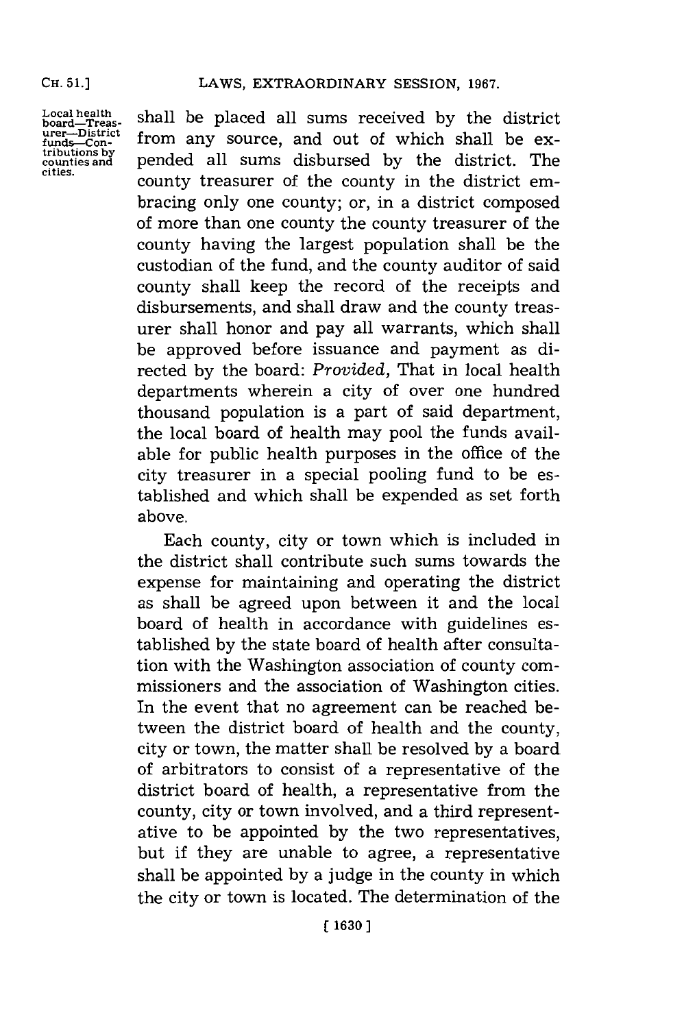Local health board—Treasurer—District funds—Contributions by counties and cities.

shall be placed all sums received by the district from any source, and out of which shall be expended all sums disbursed by the district. The county treasurer of the county in the district embracing only one county; or, in a district composed of more than one county the county treasurer of the county having the largest population shall be the custodian of the fund, and the county auditor of said county shall keep the record of the receipts and disbursements, and shall draw and the county treasurer shall honor and pay all warrants, which shall be approved before issuance and payment as directed by the board: *Provided,* That in local health departments wherein a city of over one hundred thousand population is a part of said department, the local board of health may pool the funds available for public health purposes in the office of the city treasurer in a special pooling fund to be established and which shall be expended as set forth above.

Each county, city or town which is included in the district shall contribute such sums towards the expense for maintaining and operating the district as shall be agreed upon between it and the local board of health in accordance with guidelines established by the state board of health after consultation with the Washington association of county commissioners and the association of Washington cities. In the event that no agreement can be reached between the district board of health and the county, city or town, the matter shall be resolved by a board of arbitrators to consist of a representative of the district board of health, a representative from the county, city or town involved, and a third representative to be appointed by the two representatives, but if they are unable to agree, a representative shall be appointed by a judge in the county in which the city or town is located. The determination of the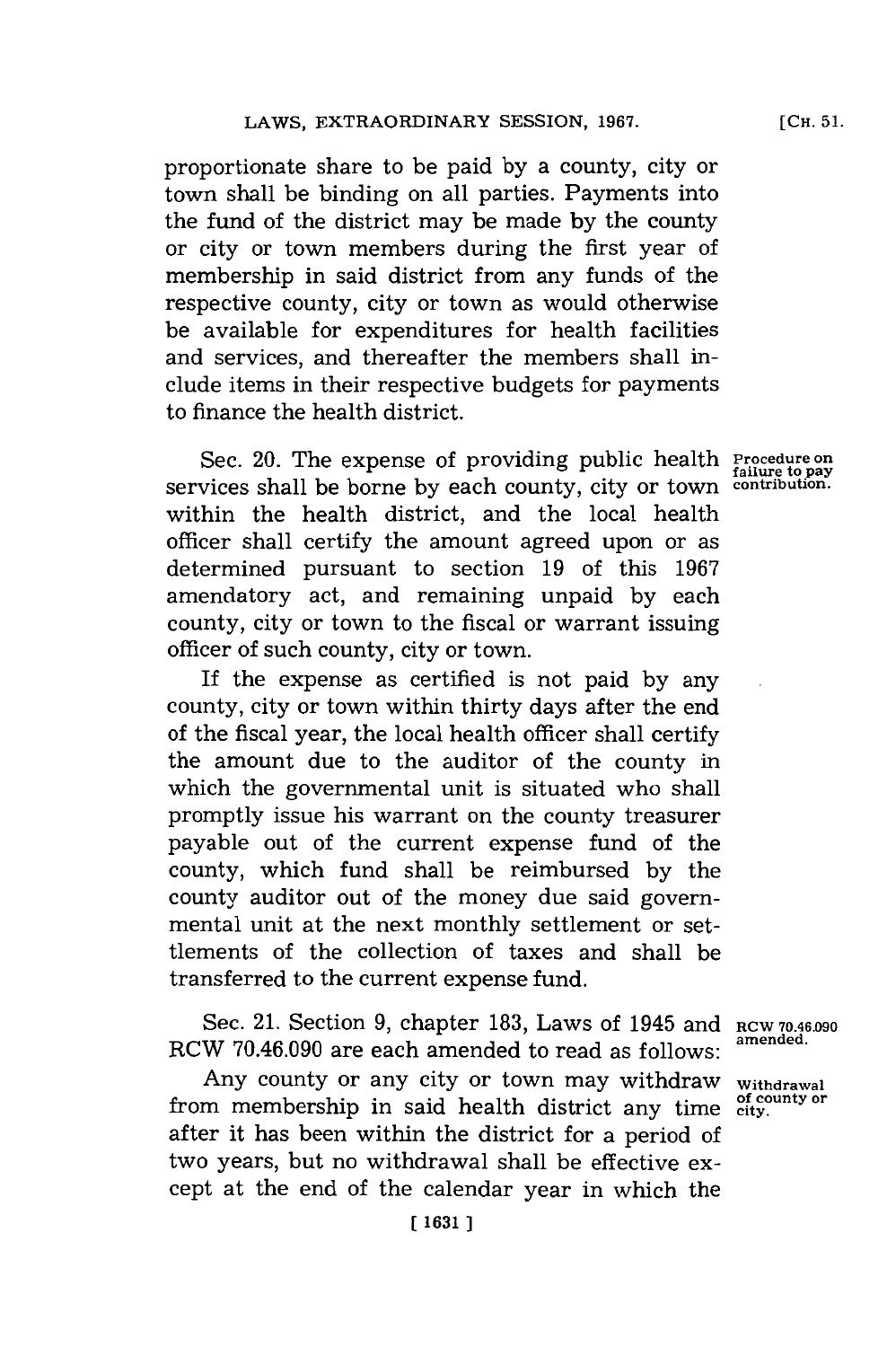proportionate share to be paid by a county, city or town shall be binding on all parties. Payments into the fund of the district may be made by the county or city or town members during the first year of membership in said district from any funds of the respective county, city or town as would otherwise be available for expenditures for health facilities and services, and thereafter the members shall include items in their respective budgets for payments to finance the health district.

Sec. 20. The expense of providing public health services shall be borne by each county, city or town within the health district, and the local health officer shall certify the amount agreed upon or as determined pursuant to section 19 of this 1967 amendatory act, and remaining unpaid by each county, city or town to the fiscal or warrant issuing officer of such county, city or town.

**Procedure on failure to pay contribution.**

If the expense as certified is not paid by any county, city or town within thirty days after the end of the fiscal year, the local health officer shall certify the amount due to the auditor of the county in which the governmental unit is situated who shall promptly issue his warrant on the county treasurer payable out of the current expense fund of the county, which fund shall be reimbursed by the county auditor out of the money due said governmental unit at the next monthly settlement or settlements of the collection of taxes and shall be transferred to the current expense fund.

Sec. 21. Section 9, chapter 183, Laws of 1945 and RCW 70.46.090 are each amended to read as follows:

**RCW 70.46.090 amended.**

Any county or any city or town may withdraw from membership in said health district any time after it has been within the district for a period of two years, but no withdrawal shall be effective except at the end of the calendar year in which the

**Withdrawal of county or city.**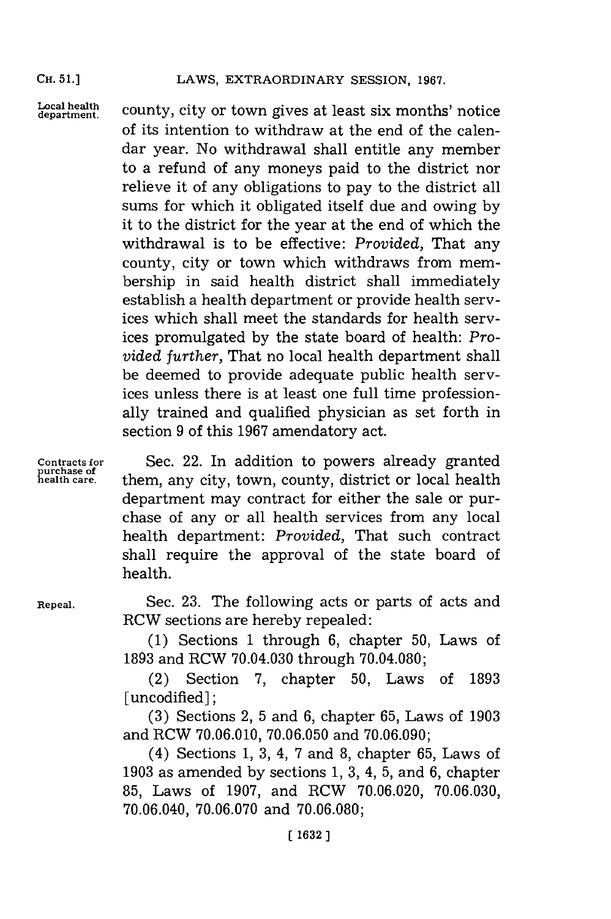**Local health department.** county, city or town gives at least six months' notice of its intention to withdraw at the end of the calendar year. No withdrawal shall entitle any member to a refund of any moneys paid to the district nor relieve it of any obligations to pay to the district all sums for which it obligated itself due and owing by it to the district for the year at the end of which the withdrawal is to be effective: *Provided,* That any county, city or town which withdraws from membership in said health district shall immediately establish a health department or provide health services which shall meet the standards for health services promulgated by the state board of health: *Provided further,* That no local health department shall be deemed to provide adequate public health services unless there is at least one full time professionally trained and qualified physician as set forth in section 9 of this 1967 amendatory act.

**Contracts for purchase of health care.** Sec. 22. In addition to powers already granted them, any city, town, county, district or local health department may contract for either the sale or purchase of any or all health services from any local health department: *Provided,* That such contract shall require the approval of the state board of health.

**Repeal.** Sec. 23. The following acts or parts of acts and RCW sections are hereby repealed:

(1) Sections 1 through 6, chapter 50, Laws of 1893 and RCW 70.04.030 through 70.04.080;

(2) Section 7, chapter 50, Laws of 1893 [uncodified];

(3) Sections 2, 5 and 6, chapter 65, Laws of 1903 and RCW 70.06.010, 70.06.050 and 70.06.090;

(4) Sections 1, 3, 4, 7 and 8, chapter 65, Laws of 1903 as amended by sections 1, 3, 4, 5, and 6, chapter 85, Laws of 1907, and RCW 70.06.020, 70.06.030, 70.06.040, 70.06.070 and 70.06.080;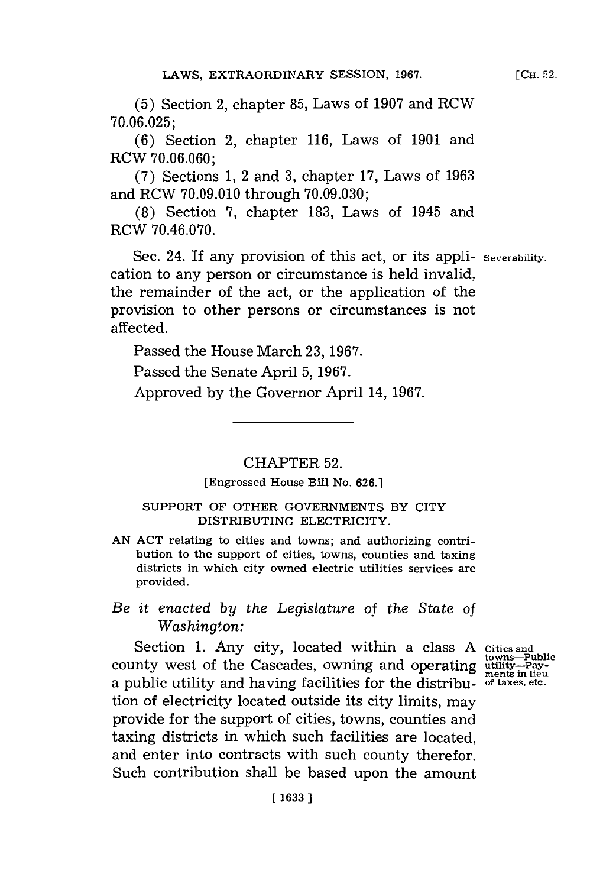(5) Section 2, chapter 85, Laws of 1907 and RCW 70.06.025;

(6) Section 2, chapter 116, Laws of 1901 and RCW 70.06.060;

(7) Sections 1, 2 and 3, chapter 17, Laws of 1963 and RCW 70.09.010 through 70.09.030;

(8) Section 7, chapter 183, Laws of 1945 and RCW 70.46.070.

Sec. 24. If any provision of this act, or its application to any person or circumstance is held invalid, the remainder of the act, or the application of the provision to other persons or circumstances is not affected. *Severability.*

Passed the House March 23, 1967.

Passed the Senate April 5, 1967.

Approved by the Governor April 14, 1967.

---

## CHAPTER 52.

[Engrossed House Bill No. 626.]

### SUPPORT OF OTHER GOVERNMENTS BY CITY DISTRIBUTING ELECTRICITY.

AN ACT relating to cities and towns; and authorizing contribution to the support of cities, towns, counties and taxing districts in which city owned electric utilities services are provided.

*Be it enacted by the Legislature of the State of Washington:*

Section 1. Any city, located within a class A county west of the Cascades, owning and operating a public utility and having facilities for the distribution of electricity located outside its city limits, may provide for the support of cities, towns, counties and taxing districts in which such facilities are located, and enter into contracts with such county therefor. Such contribution shall be based upon the amount *Cities and towns—Public utility—Payments in lieu of taxes, etc.*